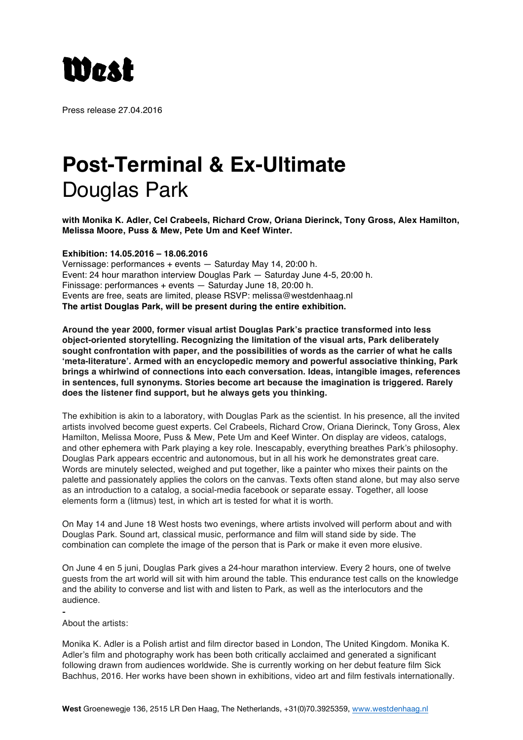# West

Press release 27.04.2016

# Post-Terminal & Ex-Ultimate
## Douglas Park

**with Monika K. Adler, Cel Crabeels, Richard Crow, Oriana Dierinck, Tony Gross, Alex Hamilton, Melissa Moore, Puss & Mew, Pete Um and Keef Winter.**

**Exhibition: 14.05.2016 – 18.06.2016**
Vernissage: performances + events — Saturday May 14, 20:00 h.
Event: 24 hour marathon interview Douglas Park — Saturday June 4-5, 20:00 h.
Finissage: performances + events — Saturday June 18, 20:00 h.
Events are free, seats are limited, please RSVP: melissa@westdenhaag.nl
**The artist Douglas Park, will be present during the entire exhibition.**

**Around the year 2000, former visual artist Douglas Park's practice transformed into less object-oriented storytelling. Recognizing the limitation of the visual arts, Park deliberately sought confrontation with paper, and the possibilities of words as the carrier of what he calls 'meta-literature'. Armed with an encyclopedic memory and powerful associative thinking, Park brings a whirlwind of connections into each conversation. Ideas, intangible images, references in sentences, full synonyms. Stories become art because the imagination is triggered. Rarely does the listener find support, but he always gets you thinking.**

The exhibition is akin to a laboratory, with Douglas Park as the scientist. In his presence, all the invited artists involved become guest experts. Cel Crabeels, Richard Crow, Oriana Dierinck, Tony Gross, Alex Hamilton, Melissa Moore, Puss & Mew, Pete Um and Keef Winter. On display are videos, catalogs, and other ephemera with Park playing a key role. Inescapably, everything breathes Park's philosophy. Douglas Park appears eccentric and autonomous, but in all his work he demonstrates great care. Words are minutely selected, weighed and put together, like a painter who mixes their paints on the palette and passionately applies the colors on the canvas. Texts often stand alone, but may also serve as an introduction to a catalog, a social-media facebook or separate essay. Together, all loose elements form a (litmus) test, in which art is tested for what it is worth.

On May 14 and June 18 West hosts two evenings, where artists involved will perform about and with Douglas Park. Sound art, classical music, performance and film will stand side by side. The combination can complete the image of the person that is Park or make it even more elusive.

On June 4 en 5 juni, Douglas Park gives a 24-hour marathon interview. Every 2 hours, one of twelve guests from the art world will sit with him around the table. This endurance test calls on the knowledge and the ability to converse and list with and listen to Park, as well as the interlocutors and the audience.

-

About the artists:

Monika K. Adler is a Polish artist and film director based in London, The United Kingdom. Monika K. Adler's film and photography work has been both critically acclaimed and generated a significant following drawn from audiences worldwide. She is currently working on her debut feature film Sick Bachhus, 2016. Her works have been shown in exhibitions, video art and film festivals internationally.

**West** Groenewegje 136, 2515 LR Den Haag, The Netherlands, +31(0)70.3925359, www.westdenhaag.nl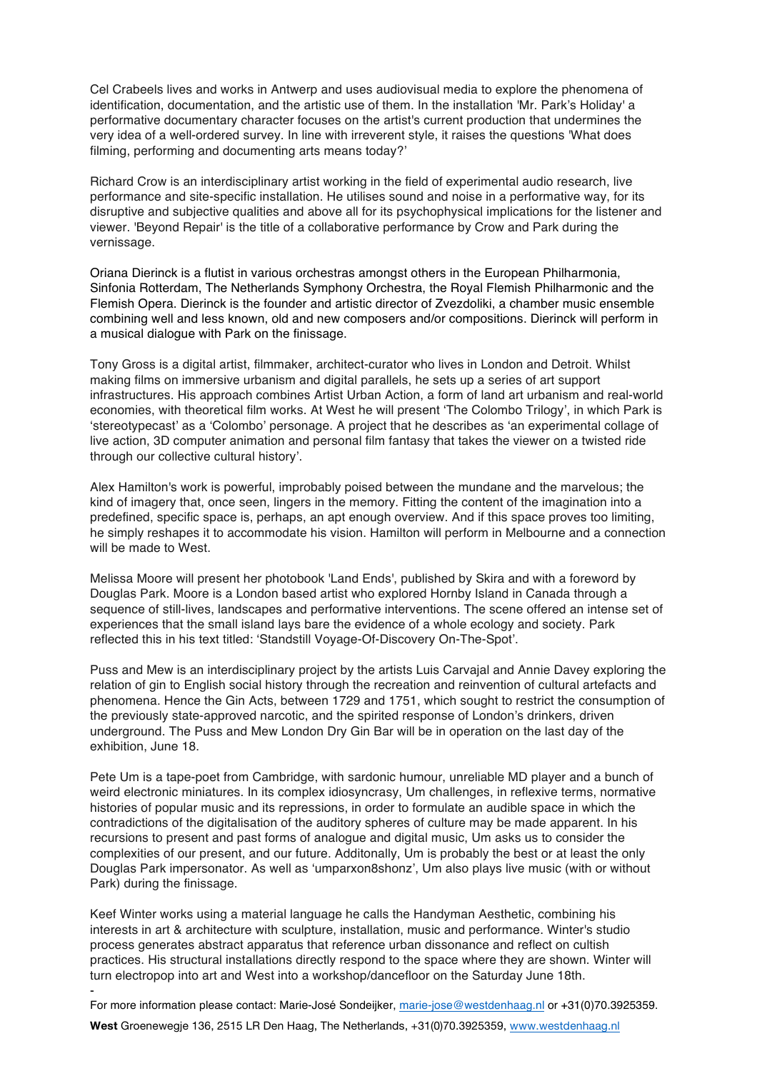Cel Crabeels lives and works in Antwerp and uses audiovisual media to explore the phenomena of identification, documentation, and the artistic use of them. In the installation 'Mr. Park's Holiday' a performative documentary character focuses on the artist's current production that undermines the very idea of a well-ordered survey. In line with irreverent style, it raises the questions 'What does filming, performing and documenting arts means today?'

Richard Crow is an interdisciplinary artist working in the field of experimental audio research, live performance and site-specific installation. He utilises sound and noise in a performative way, for its disruptive and subjective qualities and above all for its psychophysical implications for the listener and viewer. 'Beyond Repair' is the title of a collaborative performance by Crow and Park during the vernissage.

Oriana Dierinck is a flutist in various orchestras amongst others in the European Philharmonia, Sinfonia Rotterdam, The Netherlands Symphony Orchestra, the Royal Flemish Philharmonic and the Flemish Opera. Dierinck is the founder and artistic director of Zvezdoliki, a chamber music ensemble combining well and less known, old and new composers and/or compositions. Dierinck will perform in a musical dialogue with Park on the finissage.

Tony Gross is a digital artist, filmmaker, architect-curator who lives in London and Detroit. Whilst making films on immersive urbanism and digital parallels, he sets up a series of art support infrastructures. His approach combines Artist Urban Action, a form of land art urbanism and real-world economies, with theoretical film works. At West he will present 'The Colombo Trilogy', in which Park is 'stereotypecast' as a 'Colombo' personage. A project that he describes as 'an experimental collage of live action, 3D computer animation and personal film fantasy that takes the viewer on a twisted ride through our collective cultural history'.

Alex Hamilton's work is powerful, improbably poised between the mundane and the marvelous; the kind of imagery that, once seen, lingers in the memory. Fitting the content of the imagination into a predefined, specific space is, perhaps, an apt enough overview. And if this space proves too limiting, he simply reshapes it to accommodate his vision. Hamilton will perform in Melbourne and a connection will be made to West.

Melissa Moore will present her photobook 'Land Ends', published by Skira and with a foreword by Douglas Park. Moore is a London based artist who explored Hornby Island in Canada through a sequence of still-lives, landscapes and performative interventions. The scene offered an intense set of experiences that the small island lays bare the evidence of a whole ecology and society. Park reflected this in his text titled: 'Standstill Voyage-Of-Discovery On-The-Spot'.

Puss and Mew is an interdisciplinary project by the artists Luis Carvajal and Annie Davey exploring the relation of gin to English social history through the recreation and reinvention of cultural artefacts and phenomena. Hence the Gin Acts, between 1729 and 1751, which sought to restrict the consumption of the previously state-approved narcotic, and the spirited response of London's drinkers, driven underground. The Puss and Mew London Dry Gin Bar will be in operation on the last day of the exhibition, June 18.

Pete Um is a tape-poet from Cambridge, with sardonic humour, unreliable MD player and a bunch of weird electronic miniatures. In its complex idiosyncrasy, Um challenges, in reflexive terms, normative histories of popular music and its repressions, in order to formulate an audible space in which the contradictions of the digitalisation of the auditory spheres of culture may be made apparent. In his recursions to present and past forms of analogue and digital music, Um asks us to consider the complexities of our present, and our future. Additonally, Um is probably the best or at least the only Douglas Park impersonator. As well as 'umparxon8shonz', Um also plays live music (with or without Park) during the finissage.

Keef Winter works using a material language he calls the Handyman Aesthetic, combining his interests in art & architecture with sculpture, installation, music and performance. Winter's studio process generates abstract apparatus that reference urban dissonance and reflect on cultish practices. His structural installations directly respond to the space where they are shown. Winter will turn electropop into art and West into a workshop/dancefloor on the Saturday June 18th.

-

For more information please contact: Marie-José Sondeijker, marie-jose@westdenhaag.nl or +31(0)70.3925359.

**West** Groenewegje 136, 2515 LR Den Haag, The Netherlands, +31(0)70.3925359, www.westdenhaag.nl